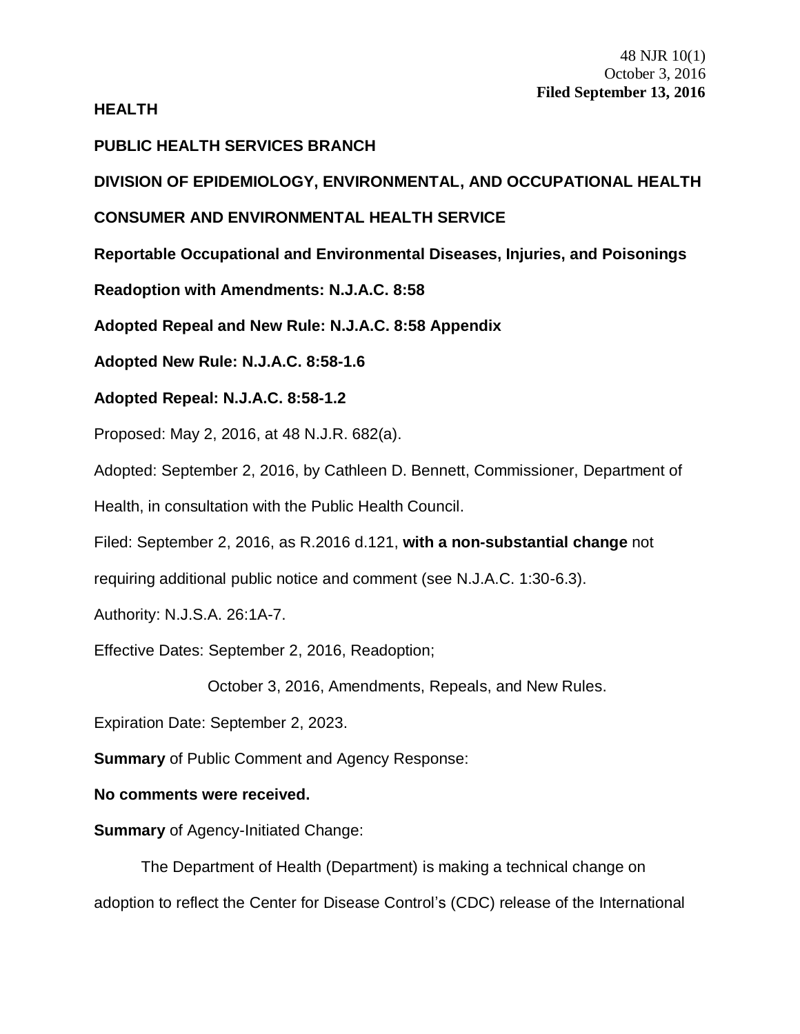48 NJR 10(1)
October 3, 2016
**Filed September 13, 2016**

**HEALTH**

**PUBLIC HEALTH SERVICES BRANCH**

**DIVISION OF EPIDEMIOLOGY, ENVIRONMENTAL, AND OCCUPATIONAL HEALTH**

**CONSUMER AND ENVIRONMENTAL HEALTH SERVICE**

**Reportable Occupational and Environmental Diseases, Injuries, and Poisonings**

**Readoption with Amendments: N.J.A.C. 8:58**

**Adopted Repeal and New Rule: N.J.A.C. 8:58 Appendix**

**Adopted New Rule: N.J.A.C. 8:58-1.6**

**Adopted Repeal: N.J.A.C. 8:58-1.2**

Proposed: May 2, 2016, at 48 N.J.R. 682(a).

Adopted: September 2, 2016, by Cathleen D. Bennett, Commissioner, Department of Health, in consultation with the Public Health Council.

Filed: September 2, 2016, as R.2016 d.121, **with a non-substantial change** not requiring additional public notice and comment (see N.J.A.C. 1:30-6.3).

Authority: N.J.S.A. 26:1A-7.

Effective Dates: September 2, 2016, Readoption;

October 3, 2016, Amendments, Repeals, and New Rules.

Expiration Date: September 2, 2023.

**Summary** of Public Comment and Agency Response:

**No comments were received.**

**Summary** of Agency-Initiated Change:

The Department of Health (Department) is making a technical change on adoption to reflect the Center for Disease Control's (CDC) release of the International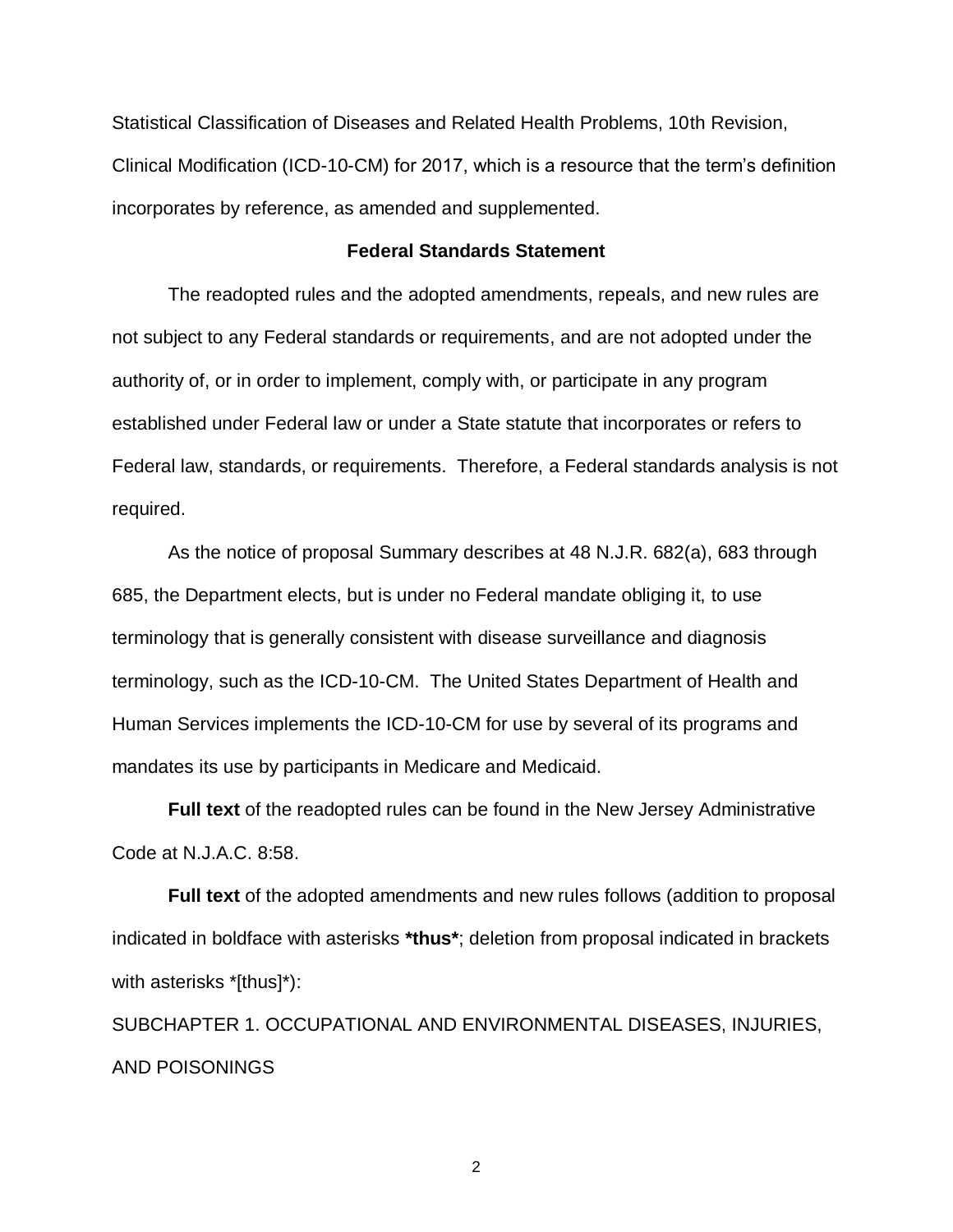Statistical Classification of Diseases and Related Health Problems, 10th Revision, Clinical Modification (ICD-10-CM) for 2017, which is a resource that the term's definition incorporates by reference, as amended and supplemented.

**Federal Standards Statement**

The readopted rules and the adopted amendments, repeals, and new rules are not subject to any Federal standards or requirements, and are not adopted under the authority of, or in order to implement, comply with, or participate in any program established under Federal law or under a State statute that incorporates or refers to Federal law, standards, or requirements. Therefore, a Federal standards analysis is not required.

As the notice of proposal Summary describes at 48 N.J.R. 682(a), 683 through 685, the Department elects, but is under no Federal mandate obliging it, to use terminology that is generally consistent with disease surveillance and diagnosis terminology, such as the ICD-10-CM. The United States Department of Health and Human Services implements the ICD-10-CM for use by several of its programs and mandates its use by participants in Medicare and Medicaid.

**Full text** of the readopted rules can be found in the New Jersey Administrative Code at N.J.A.C. 8:58.

**Full text** of the adopted amendments and new rules follows (addition to proposal indicated in boldface with asterisks ***thus***; deletion from proposal indicated in brackets with asterisks *[thus]*):

SUBCHAPTER 1. OCCUPATIONAL AND ENVIRONMENTAL DISEASES, INJURIES, AND POISONINGS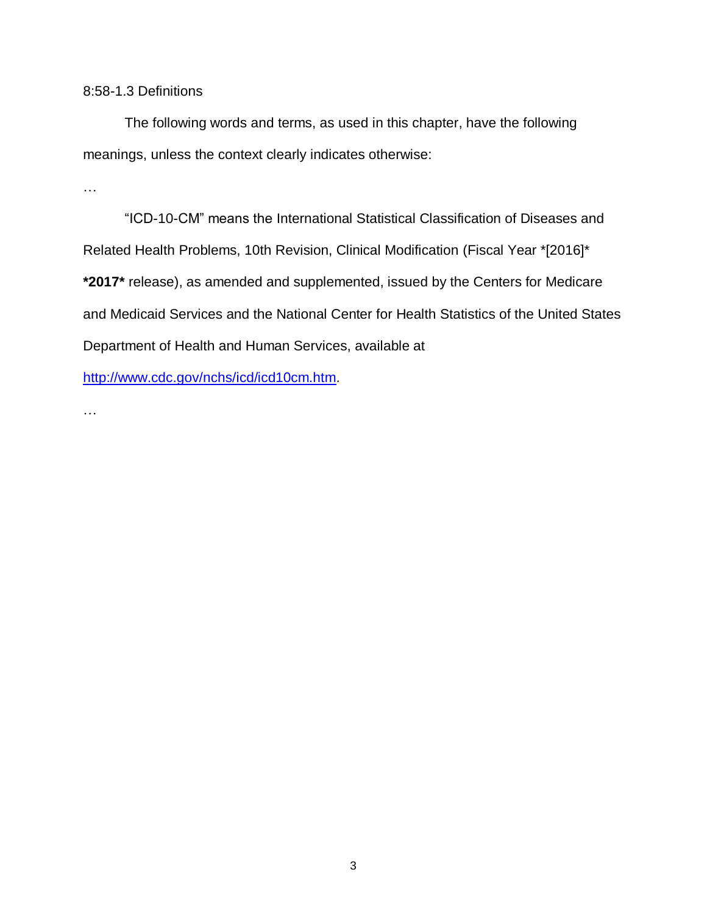8:58-1.3 Definitions

The following words and terms, as used in this chapter, have the following meanings, unless the context clearly indicates otherwise:

…

"ICD-10-CM" means the International Statistical Classification of Diseases and Related Health Problems, 10th Revision, Clinical Modification (Fiscal Year *[2016]* **\*2017\*** release), as amended and supplemented, issued by the Centers for Medicare and Medicaid Services and the National Center for Health Statistics of the United States Department of Health and Human Services, available at [http://www.cdc.gov/nchs/icd/icd10cm.htm](http://www.cdc.gov/nchs/icd/icd10cm.htm).

…